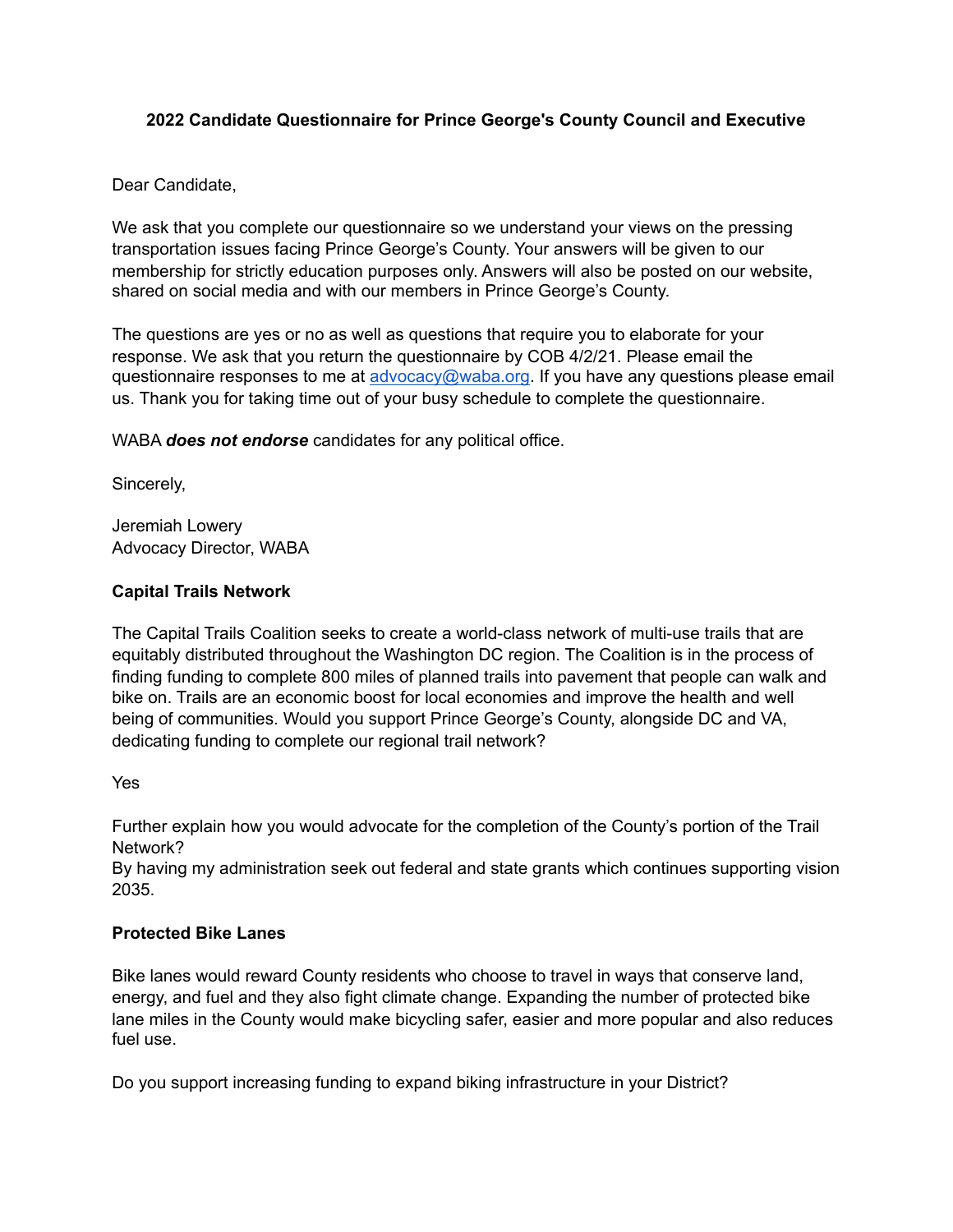**2022 Candidate Questionnaire for Prince George's County Council and Executive**

Dear Candidate,

We ask that you complete our questionnaire so we understand your views on the pressing transportation issues facing Prince George's County. Your answers will be given to our membership for strictly education purposes only. Answers will also be posted on our website, shared on social media and with our members in Prince George's County.

The questions are yes or no as well as questions that require you to elaborate for your response. We ask that you return the questionnaire by COB 4/2/21. Please email the questionnaire responses to me at [advocacy@waba.org](mailto:advocacy@waba.org). If you have any questions please email us. Thank you for taking time out of your busy schedule to complete the questionnaire.

WABA ***does not endorse*** candidates for any political office.

Sincerely,

Jeremiah Lowery
Advocacy Director, WABA

**Capital Trails Network**

The Capital Trails Coalition seeks to create a world-class network of multi-use trails that are equitably distributed throughout the Washington DC region. The Coalition is in the process of finding funding to complete 800 miles of planned trails into pavement that people can walk and bike on. Trails are an economic boost for local economies and improve the health and well being of communities. Would you support Prince George's County, alongside DC and VA, dedicating funding to complete our regional trail network?

Yes

Further explain how you would advocate for the completion of the County's portion of the Trail Network?
By having my administration seek out federal and state grants which continues supporting vision 2035.

**Protected Bike Lanes**

Bike lanes would reward County residents who choose to travel in ways that conserve land, energy, and fuel and they also fight climate change. Expanding the number of protected bike lane miles in the County would make bicycling safer, easier and more popular and also reduces fuel use.

Do you support increasing funding to expand biking infrastructure in your District?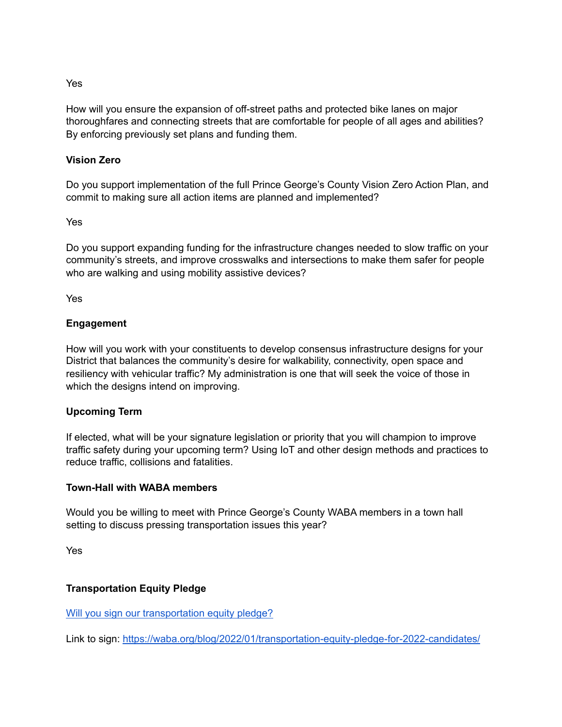Yes

How will you ensure the expansion of off-street paths and protected bike lanes on major thoroughfares and connecting streets that are comfortable for people of all ages and abilities? By enforcing previously set plans and funding them.

**Vision Zero**

Do you support implementation of the full Prince George's County Vision Zero Action Plan, and commit to making sure all action items are planned and implemented?

Yes

Do you support expanding funding for the infrastructure changes needed to slow traffic on your community's streets, and improve crosswalks and intersections to make them safer for people who are walking and using mobility assistive devices?

Yes

**Engagement**

How will you work with your constituents to develop consensus infrastructure designs for your District that balances the community's desire for walkability, connectivity, open space and resiliency with vehicular traffic? My administration is one that will seek the voice of those in which the designs intend on improving.

**Upcoming Term**

If elected, what will be your signature legislation or priority that you will champion to improve traffic safety during your upcoming term? Using IoT and other design methods and practices to reduce traffic, collisions and fatalities.

**Town-Hall with WABA members**

Would you be willing to meet with Prince George's County WABA members in a town hall setting to discuss pressing transportation issues this year?

Yes

**Transportation Equity Pledge**

[Will you sign our transportation equity pledge?](https://waba.org/blog/2022/01/transportation-equity-pledge-for-2022-candidates/)

Link to sign: [https://waba.org/blog/2022/01/transportation-equity-pledge-for-2022-candidates/](https://waba.org/blog/2022/01/transportation-equity-pledge-for-2022-candidates/)